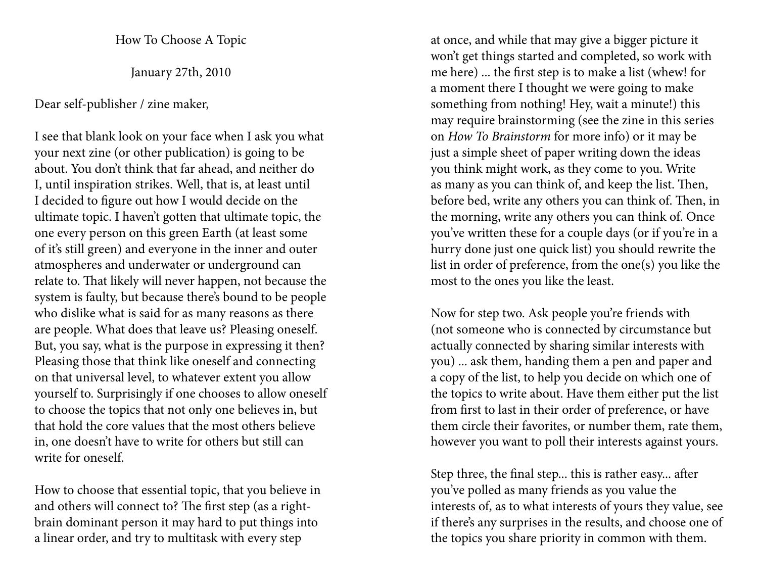# How To Choose A Topic

January 27th, 2010

Dear self-publisher / zine maker,

I see that blank look on your face when I ask you what your next zine (or other publication) is going to be about. You don't think that far ahead, and neither do I, until inspiration strikes. Well, that is, at least until I decided to figure out how I would decide on the ultimate topic. I haven't gotten that ultimate topic, the one every person on this green Earth (at least some of it's still green) and everyone in the inner and outer atmospheres and underwater or underground can relate to. That likely will never happen, not because the system is faulty, but because there's bound to be people who dislike what is said for as many reasons as there are people. What does that leave us? Pleasing oneself. But, you say, what is the purpose in expressing it then? Pleasing those that think like oneself and connecting on that universal level, to whatever extent you allow yourself to. Surprisingly if one chooses to allow oneself to choose the topics that not only one believes in, but that hold the core values that the most others believe in, one doesn't have to write for others but still can write for oneself.

How to choose that essential topic, that you believe in and others will connect to? The first step (as a right-brain dominant person it may hard to put things into a linear order, and try to multitask with every step at once, and while that may give a bigger picture it won't get things started and completed, so work with me here) ... the first step is to make a list (whew! for a moment there I thought we were going to make something from nothing! Hey, wait a minute!) this may require brainstorming (see the zine in this series on *How To Brainstorm* for more info) or it may be just a simple sheet of paper writing down the ideas you think might work, as they come to you. Write as many as you can think of, and keep the list. Then, before bed, write any others you can think of. Then, in the morning, write any others you can think of. Once you've written these for a couple days (or if you're in a hurry done just one quick list) you should rewrite the list in order of preference, from the one(s) you like the most to the ones you like the least.

Now for step two. Ask people you're friends with (not someone who is connected by circumstance but actually connected by sharing similar interests with you) ... ask them, handing them a pen and paper and a copy of the list, to help you decide on which one of the topics to write about. Have them either put the list from first to last in their order of preference, or have them circle their favorites, or number them, rate them, however you want to poll their interests against yours.

Step three, the final step... this is rather easy... after you've polled as many friends as you value the interests of, as to what interests of yours they value, see if there's any surprises in the results, and choose one of the topics you share priority in common with them.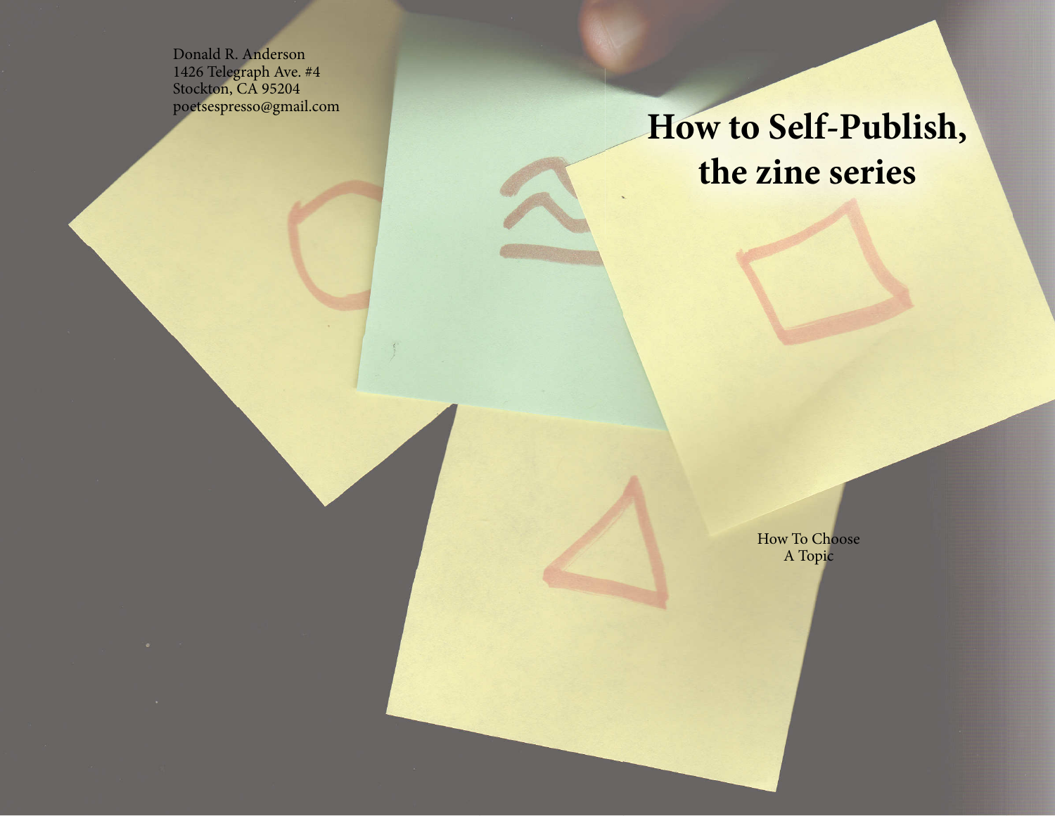Donald R. Anderson
1426 Telegraph Ave. #4
Stockton, CA 95204
poetsespresso@gmail.com

# How to Self-Publish, the zine series

How To Choose
A Topic